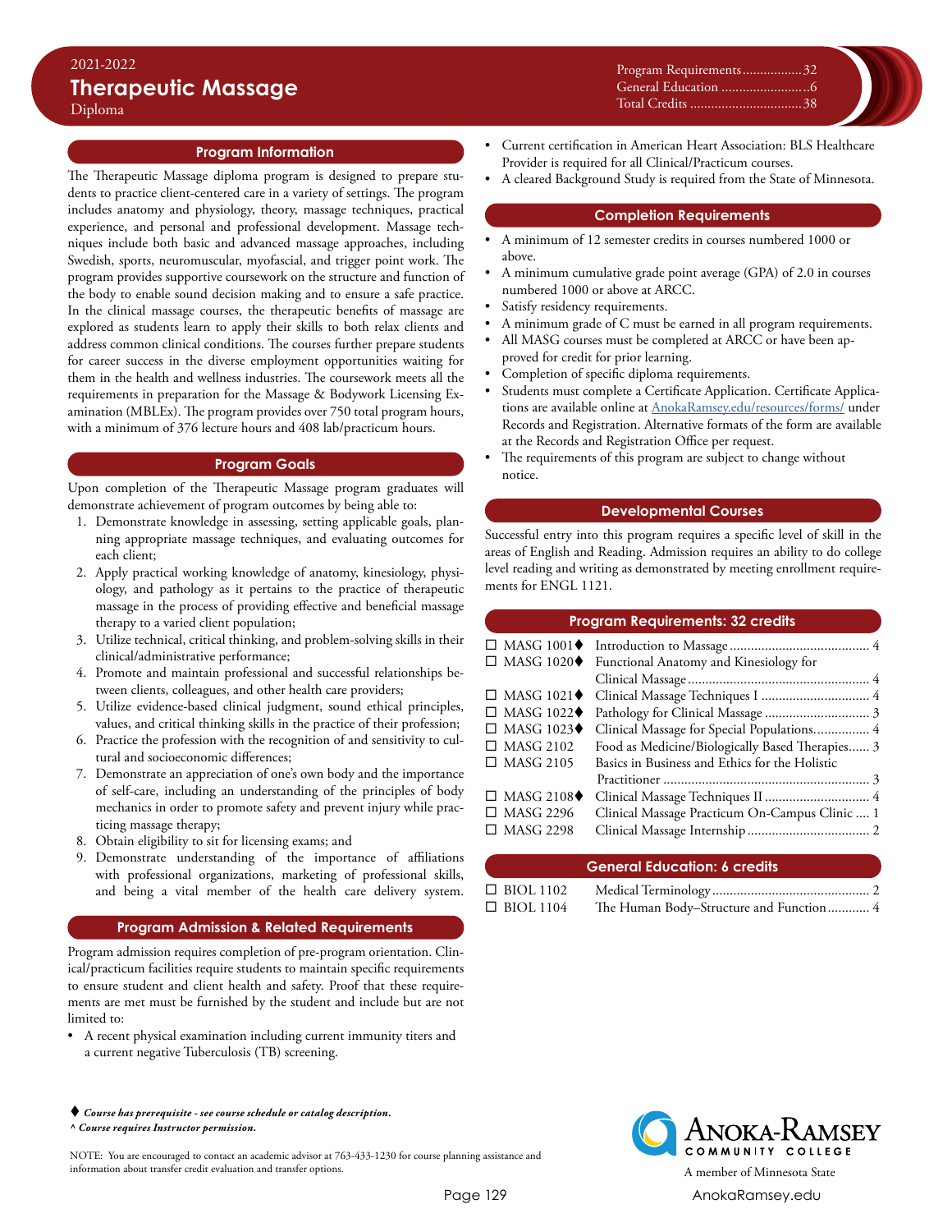2021-2022

# Therapeutic Massage

Diploma

| | |
|---|---|
| Program Requirements | 32 |
| General Education | 6 |
| Total Credits | 38 |

## Program Information

The Therapeutic Massage diploma program is designed to prepare students to practice client-centered care in a variety of settings. The program includes anatomy and physiology, theory, massage techniques, practical experience, and personal and professional development. Massage techniques include both basic and advanced massage approaches, including Swedish, sports, neuromuscular, myofascial, and trigger point work. The program provides supportive coursework on the structure and function of the body to enable sound decision making and to ensure a safe practice. In the clinical massage courses, the therapeutic benefits of massage are explored as students learn to apply their skills to both relax clients and address common clinical conditions. The courses further prepare students for career success in the diverse employment opportunities waiting for them in the health and wellness industries. The coursework meets all the requirements in preparation for the Massage & Bodywork Licensing Examination (MBLEx). The program provides over 750 total program hours, with a minimum of 376 lecture hours and 408 lab/practicum hours.

## Program Goals

Upon completion of the Therapeutic Massage program graduates will demonstrate achievement of program outcomes by being able to:

1. Demonstrate knowledge in assessing, setting applicable goals, planning appropriate massage techniques, and evaluating outcomes for each client;
2. Apply practical working knowledge of anatomy, kinesiology, physiology, and pathology as it pertains to the practice of therapeutic massage in the process of providing effective and beneficial massage therapy to a varied client population;
3. Utilize technical, critical thinking, and problem-solving skills in their clinical/administrative performance;
4. Promote and maintain professional and successful relationships between clients, colleagues, and other health care providers;
5. Utilize evidence-based clinical judgment, sound ethical principles, values, and critical thinking skills in the practice of their profession;
6. Practice the profession with the recognition of and sensitivity to cultural and socioeconomic differences;
7. Demonstrate an appreciation of one's own body and the importance of self-care, including an understanding of the principles of body mechanics in order to promote safety and prevent injury while practicing massage therapy;
8. Obtain eligibility to sit for licensing exams; and
9. Demonstrate understanding of the importance of affiliations with professional organizations, marketing of professional skills, and being a vital member of the health care delivery system.

## Program Admission & Related Requirements

Program admission requires completion of pre-program orientation. Clinical/practicum facilities require students to maintain specific requirements to ensure student and client health and safety. Proof that these requirements are met must be furnished by the student and include but are not limited to:

- A recent physical examination including current immunity titers and a current negative Tuberculosis (TB) screening.
- Current certification in American Heart Association: BLS Healthcare Provider is required for all Clinical/Practicum courses.
- A cleared Background Study is required from the State of Minnesota.

## Completion Requirements

- A minimum of 12 semester credits in courses numbered 1000 or above.
- A minimum cumulative grade point average (GPA) of 2.0 in courses numbered 1000 or above at ARCC.
- Satisfy residency requirements.
- A minimum grade of C must be earned in all program requirements.
- All MASG courses must be completed at ARCC or have been approved for credit for prior learning.
- Completion of specific diploma requirements.
- Students must complete a Certificate Application. Certificate Applications are available online at AnokaRamsey.edu/resources/forms/ under Records and Registration. Alternative formats of the form are available at the Records and Registration Office per request.
- The requirements of this program are subject to change without notice.

## Developmental Courses

Successful entry into this program requires a specific level of skill in the areas of English and Reading. Admission requires an ability to do college level reading and writing as demonstrated by meeting enrollment requirements for ENGL 1121.

## Program Requirements: 32 credits

| Course | Title | Credits |
|---|---|---|
| ☐ MASG 1001♦ | Introduction to Massage | 4 |
| ☐ MASG 1020♦ | Functional Anatomy and Kinesiology for Clinical Massage | 4 |
| ☐ MASG 1021♦ | Clinical Massage Techniques I | 4 |
| ☐ MASG 1022♦ | Pathology for Clinical Massage | 3 |
| ☐ MASG 1023♦ | Clinical Massage for Special Populations | 4 |
| ☐ MASG 2102 | Food as Medicine/Biologically Based Therapies | 3 |
| ☐ MASG 2105 | Basics in Business and Ethics for the Holistic Practitioner | 3 |
| ☐ MASG 2108♦ | Clinical Massage Techniques II | 4 |
| ☐ MASG 2296 | Clinical Massage Practicum On-Campus Clinic | 1 |
| ☐ MASG 2298 | Clinical Massage Internship | 2 |

## General Education: 6 credits

| Course | Title | Credits |
|---|---|---|
| ☐ BIOL 1102 | Medical Terminology | 2 |
| ☐ BIOL 1104 | The Human Body–Structure and Function | 4 |

♦ *Course has prerequisite - see course schedule or catalog description.*
^ *Course requires Instructor permission.*

NOTE: You are encouraged to contact an academic advisor at 763-433-1230 for course planning assistance and information about transfer credit evaluation and transfer options.

Anoka-Ramsey Community College
A member of Minnesota State
AnokaRamsey.edu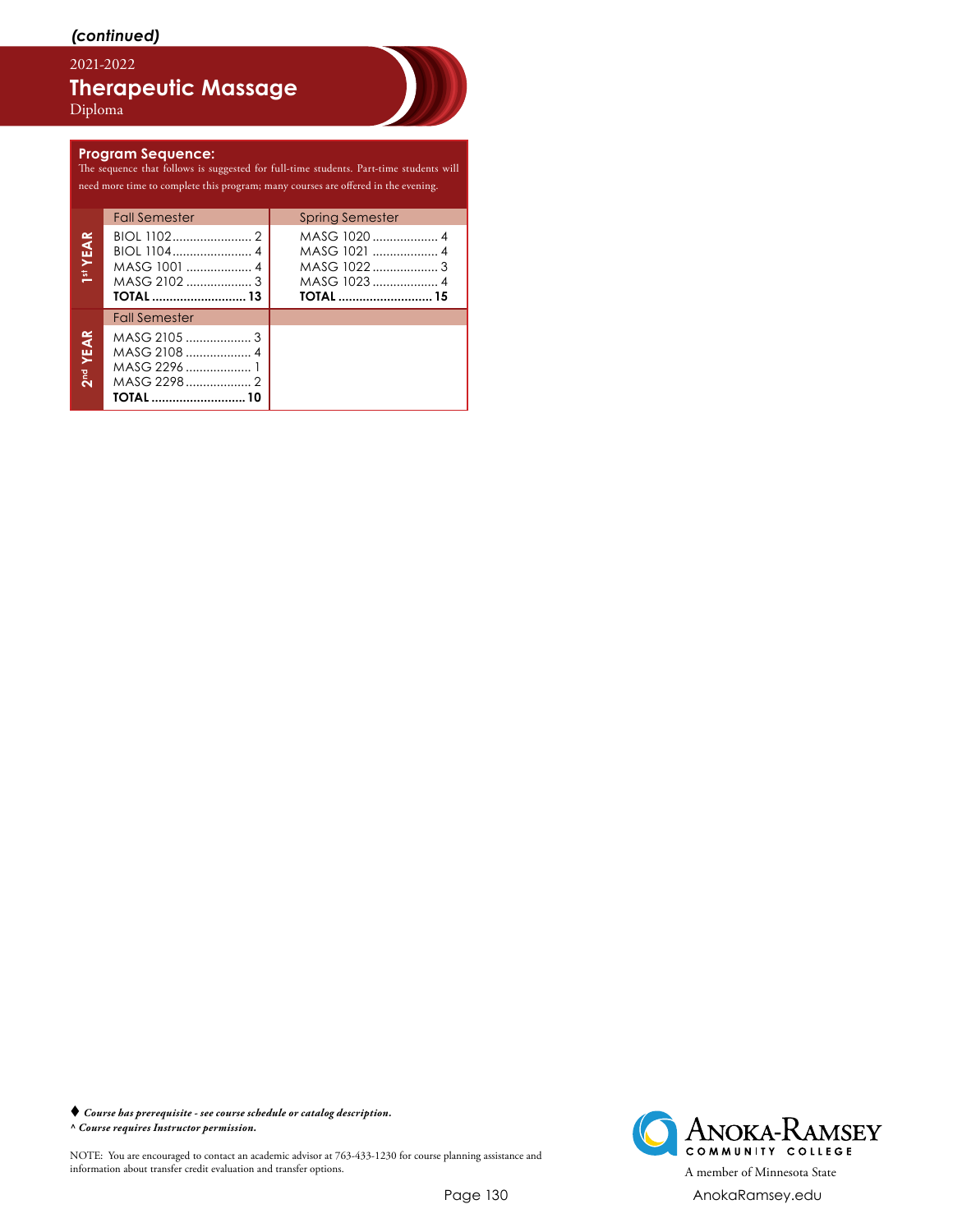*(continued)*

2021-2022

# Therapeutic Massage

Diploma

## Program Sequence:

The sequence that follows is suggested for full-time students. Part-time students will need more time to complete this program; many courses are offered in the evening.

| | Fall Semester | Spring Semester |
|---|---|---|
| 1st YEAR | BIOL 1102 ........ 2<br>BIOL 1104 ........ 4<br>MASG 1001 ........ 4<br>MASG 2102 ........ 3<br>**TOTAL ........ 13** | MASG 1020 ........ 4<br>MASG 1021 ........ 4<br>MASG 1022 ........ 3<br>MASG 1023 ........ 4<br>**TOTAL ........ 15** |
| | Fall Semester | |
| 2nd YEAR | MASG 2105 ........ 3<br>MASG 2108 ........ 4<br>MASG 2296 ........ 1<br>MASG 2298 ........ 2<br>**TOTAL ........ 10** | |

♦ ***Course has prerequisite - see course schedule or catalog description.***
^ ***Course requires Instructor permission.***

NOTE: You are encouraged to contact an academic advisor at 763-433-1230 for course planning assistance and information about transfer credit evaluation and transfer options.

ANOKA-RAMSEY COMMUNITY COLLEGE
A member of Minnesota State
AnokaRamsey.edu